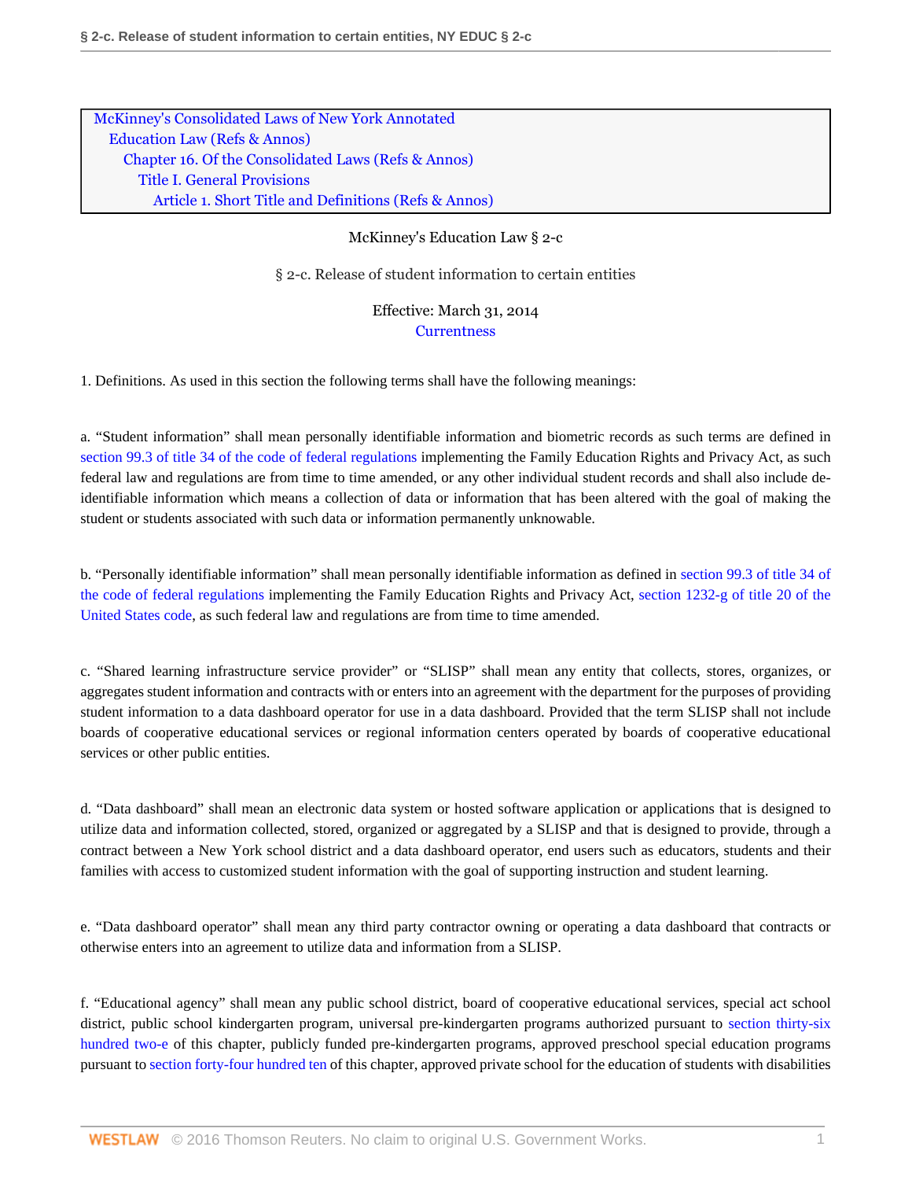McKinney's Consolidated Laws of New York Annotated
Education Law (Refs & Annos)
Chapter 16. Of the Consolidated Laws (Refs & Annos)
Title I. General Provisions
Article 1. Short Title and Definitions (Refs & Annos)

McKinney's Education Law § 2-c

# § 2-c. Release of student information to certain entities

Effective: March 31, 2014
Currentness

1. Definitions. As used in this section the following terms shall have the following meanings:

a. "Student information" shall mean personally identifiable information and biometric records as such terms are defined in section 99.3 of title 34 of the code of federal regulations implementing the Family Education Rights and Privacy Act, as such federal law and regulations are from time to time amended, or any other individual student records and shall also include de-identifiable information which means a collection of data or information that has been altered with the goal of making the student or students associated with such data or information permanently unknowable.

b. "Personally identifiable information" shall mean personally identifiable information as defined in section 99.3 of title 34 of the code of federal regulations implementing the Family Education Rights and Privacy Act, section 1232-g of title 20 of the United States code, as such federal law and regulations are from time to time amended.

c. "Shared learning infrastructure service provider" or "SLISP" shall mean any entity that collects, stores, organizes, or aggregates student information and contracts with or enters into an agreement with the department for the purposes of providing student information to a data dashboard operator for use in a data dashboard. Provided that the term SLISP shall not include boards of cooperative educational services or regional information centers operated by boards of cooperative educational services or other public entities.

d. "Data dashboard" shall mean an electronic data system or hosted software application or applications that is designed to utilize data and information collected, stored, organized or aggregated by a SLISP and that is designed to provide, through a contract between a New York school district and a data dashboard operator, end users such as educators, students and their families with access to customized student information with the goal of supporting instruction and student learning.

e. "Data dashboard operator" shall mean any third party contractor owning or operating a data dashboard that contracts or otherwise enters into an agreement to utilize data and information from a SLISP.

f. "Educational agency" shall mean any public school district, board of cooperative educational services, special act school district, public school kindergarten program, universal pre-kindergarten programs authorized pursuant to section thirty-six hundred two-e of this chapter, publicly funded pre-kindergarten programs, approved preschool special education programs pursuant to section forty-four hundred ten of this chapter, approved private school for the education of students with disabilities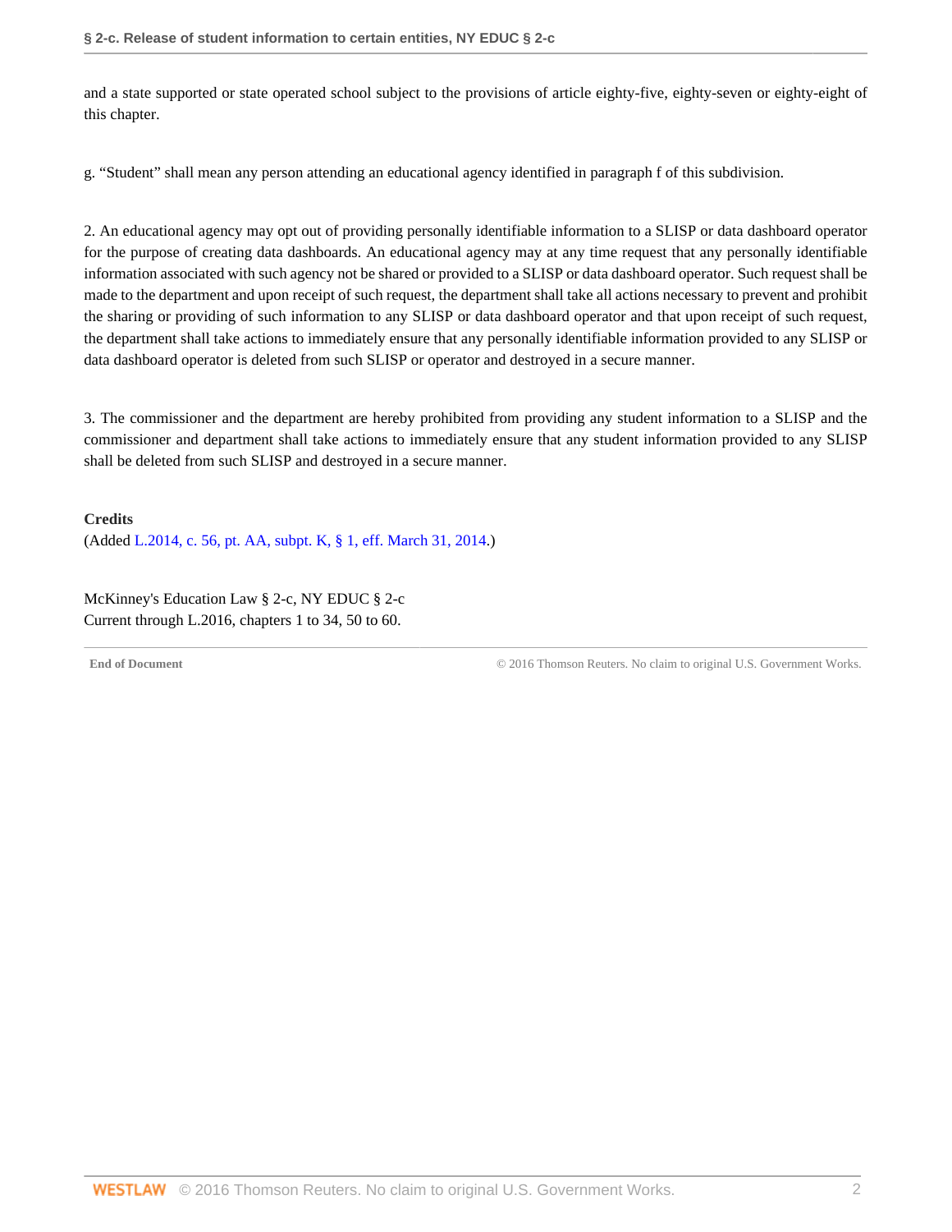and a state supported or state operated school subject to the provisions of article eighty-five, eighty-seven or eighty-eight of this chapter.

g. "Student" shall mean any person attending an educational agency identified in paragraph f of this subdivision.

2. An educational agency may opt out of providing personally identifiable information to a SLISP or data dashboard operator for the purpose of creating data dashboards. An educational agency may at any time request that any personally identifiable information associated with such agency not be shared or provided to a SLISP or data dashboard operator. Such request shall be made to the department and upon receipt of such request, the department shall take all actions necessary to prevent and prohibit the sharing or providing of such information to any SLISP or data dashboard operator and that upon receipt of such request, the department shall take actions to immediately ensure that any personally identifiable information provided to any SLISP or data dashboard operator is deleted from such SLISP or operator and destroyed in a secure manner.

3. The commissioner and the department are hereby prohibited from providing any student information to a SLISP and the commissioner and department shall take actions to immediately ensure that any student information provided to any SLISP shall be deleted from such SLISP and destroyed in a secure manner.

**Credits**
(Added L.2014, c. 56, pt. AA, subpt. K, § 1, eff. March 31, 2014.)

McKinney's Education Law § 2-c, NY EDUC § 2-c
Current through L.2016, chapters 1 to 34, 50 to 60.

End of Document © 2016 Thomson Reuters. No claim to original U.S. Government Works.